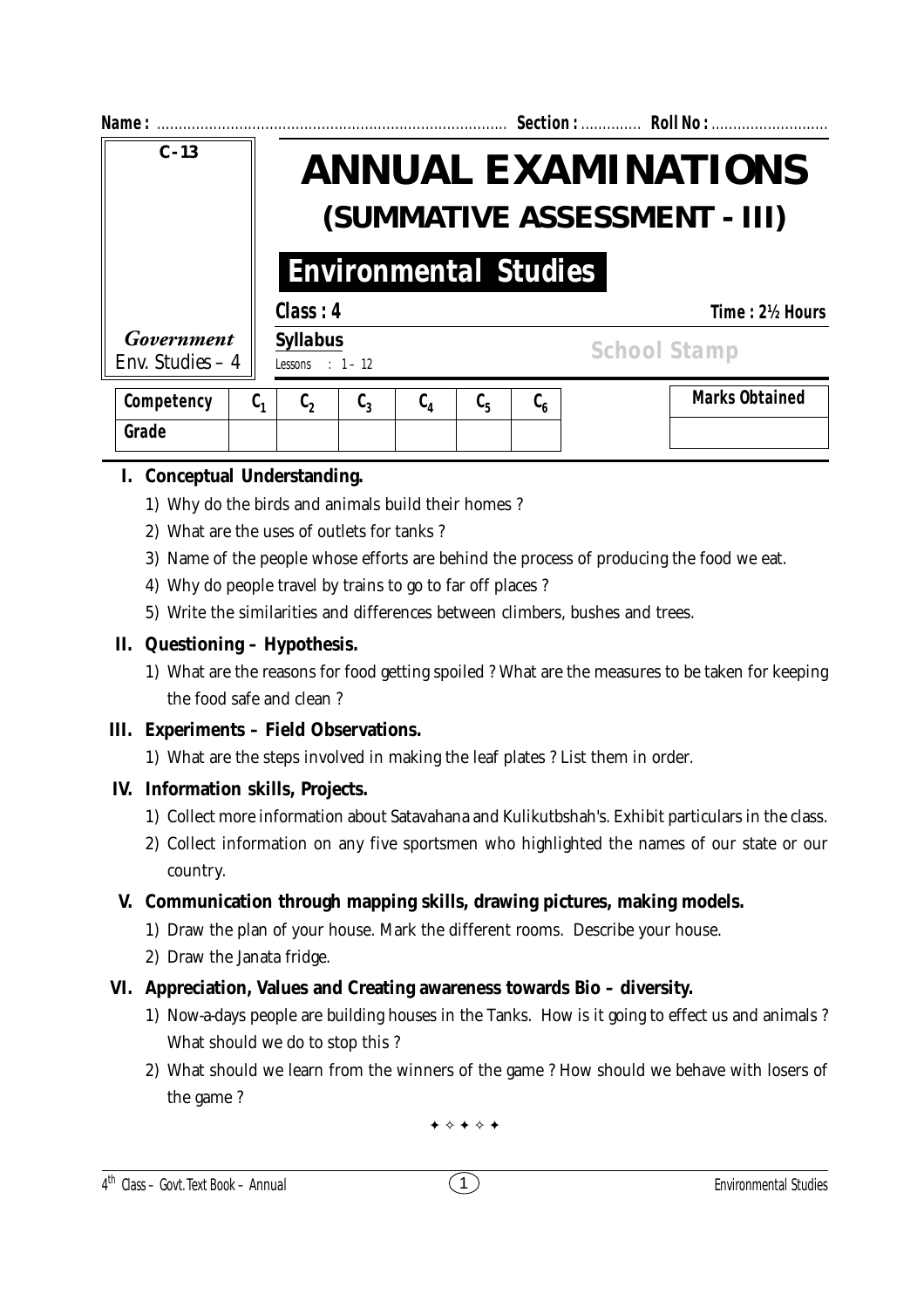**Name :** ................................................................................ **Section :** ............. **Roll No :** ...........................

C - 13

# ANNUAL EXAMINATIONS

## (SUMMATIVE ASSESSMENT - III)

## Environmental Studies

*Government*
Env. Studies – 4

**Class : 4** **Time : 2½ Hours**

**Syllabus**
Lessons : 1 – 12

School Stamp

| Competency | $C_1$ | $C_2$ | $C_3$ | $C_4$ | $C_5$ | $C_6$ |
|---|---|---|---|---|---|---|
| Grade | | | | | | |

| Marks Obtained |
|---|
| |

**I. Conceptual Understanding.**

1) Why do the birds and animals build their homes ?
2) What are the uses of outlets for tanks ?
3) Name of the people whose efforts are behind the process of producing the food we eat.
4) Why do people travel by trains to go to far off places ?
5) Write the similarities and differences between climbers, bushes and trees.

**II. Questioning – Hypothesis.**

1) What are the reasons for food getting spoiled ? What are the measures to be taken for keeping the food safe and clean ?

**III. Experiments – Field Observations.**

1) What are the steps involved in making the leaf plates ? List them in order.

**IV. Information skills, Projects.**

1) Collect more information about Satavahana and Kulikutbshah's. Exhibit particulars in the class.
2) Collect information on any five sportsmen who highlighted the names of our state or our country.

**V. Communication through mapping skills, drawing pictures, making models.**

1) Draw the plan of your house. Mark the different rooms. Describe your house.
2) Draw the Janata fridge.

**VI. Appreciation, Values and Creating awareness towards Bio – diversity.**

1) Now-a-days people are building houses in the Tanks. How is it going to effect us and animals ? What should we do to stop this ?
2) What should we learn from the winners of the game ? How should we behave with losers of the game ?

✦ ✧ ✦ ✧ ✦